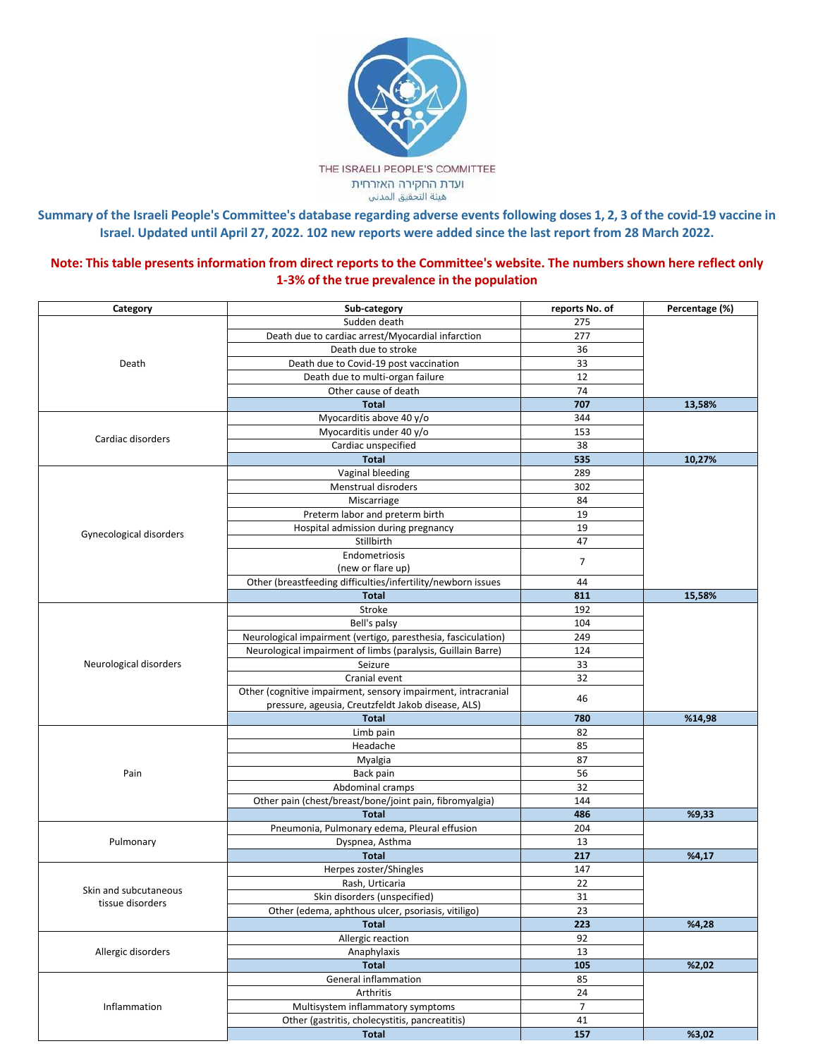THE ISRAELI PEOPLE'S COMMITTEE
ועדת החקירה האזרחית
هيئة التحقيق المدني

**Summary of the Israeli People's Committee's database regarding adverse events following doses 1, 2, 3 of the covid-19 vaccine in Israel. Updated until April 27, 2022. 102 new reports were added since the last report from 28 March 2022.**

**Note: This table presents information from direct reports to the Committee's website. The numbers shown here reflect only 1-3% of the true prevalence in the population**

| Category | Sub-category | reports No. of | Percentage (%) |
|---|---|---|---|
| Death | Sudden death | 275 | |
| | Death due to cardiac arrest/Myocardial infarction | 277 | |
| | Death due to stroke | 36 | |
| | Death due to Covid-19 post vaccination | 33 | |
| | Death due to multi-organ failure | 12 | |
| | Other cause of death | 74 | |
| | **Total** | **707** | **13,58%** |
| Cardiac disorders | Myocarditis above 40 y/o | 344 | |
| | Myocarditis under 40 y/o | 153 | |
| | Cardiac unspecified | 38 | |
| | **Total** | **535** | **10,27%** |
| Gynecological disorders | Vaginal bleeding | 289 | |
| | Menstrual disroders | 302 | |
| | Miscarriage | 84 | |
| | Preterm labor and preterm birth | 19 | |
| | Hospital admission during pregnancy | 19 | |
| | Stillbirth | 47 | |
| | Endometriosis (new or flare up) | 7 | |
| | Other (breastfeeding difficulties/infertility/newborn issues | 44 | |
| | **Total** | **811** | **15,58%** |
| Neurological disorders | Stroke | 192 | |
| | Bell's palsy | 104 | |
| | Neurological impairment (vertigo, paresthesia, fasciculation) | 249 | |
| | Neurological impairment of limbs (paralysis, Guillain Barre) | 124 | |
| | Seizure | 33 | |
| | Cranial event | 32 | |
| | Other (cognitive impairment, sensory impairment, intracranial pressure, ageusia, Creutzfeldt Jakob disease, ALS) | 46 | |
| | **Total** | **780** | **%14,98** |
| Pain | Limb pain | 82 | |
| | Headache | 85 | |
| | Myalgia | 87 | |
| | Back pain | 56 | |
| | Abdominal cramps | 32 | |
| | Other pain (chest/breast/bone/joint pain, fibromyalgia) | 144 | |
| | **Total** | **486** | **%9,33** |
| Pulmonary | Pneumonia, Pulmonary edema, Pleural effusion | 204 | |
| | Dyspnea, Asthma | 13 | |
| | **Total** | **217** | **%4,17** |
| Skin and subcutaneous tissue disorders | Herpes zoster/Shingles | 147 | |
| | Rash, Urticaria | 22 | |
| | Skin disorders (unspecified) | 31 | |
| | Other (edema, aphthous ulcer, psoriasis, vitiligo) | 23 | |
| | **Total** | **223** | **%4,28** |
| Allergic disorders | Allergic reaction | 92 | |
| | Anaphylaxis | 13 | |
| | **Total** | **105** | **%2,02** |
| Inflammation | General inflammation | 85 | |
| | Arthritis | 24 | |
| | Multisystem inflammatory symptoms | 7 | |
| | Other (gastritis, cholecystitis, pancreatitis) | 41 | |
| | **Total** | **157** | **%3,02** |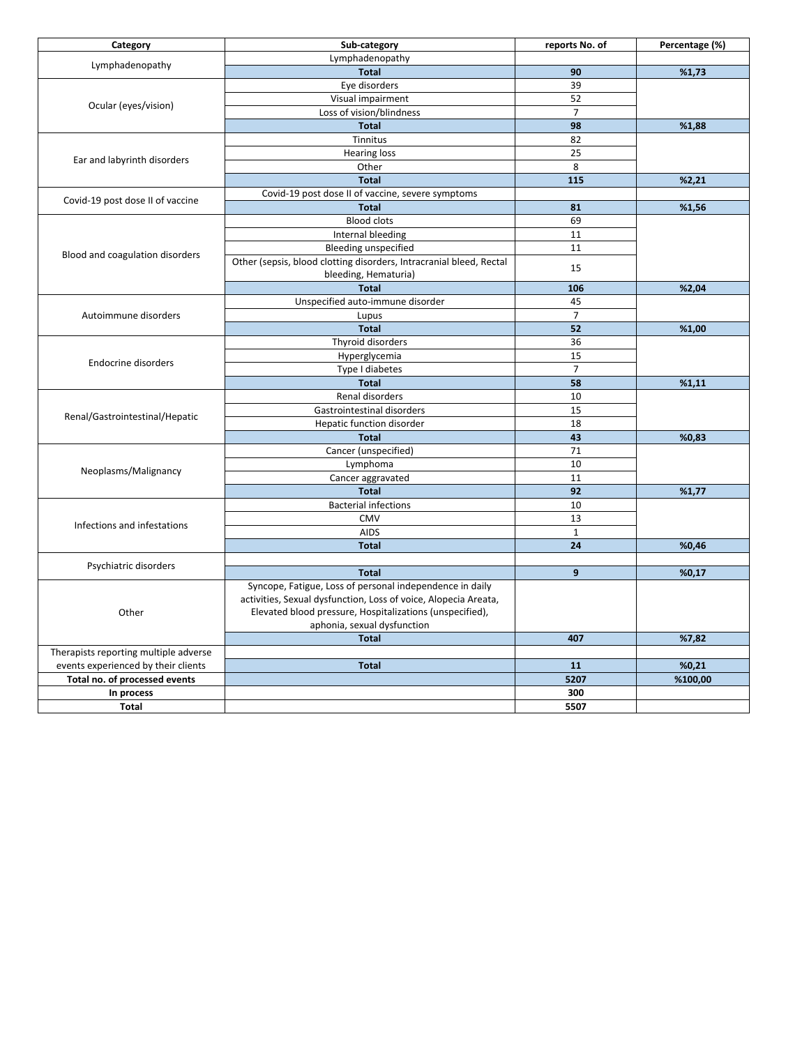| Category | Sub-category | reports No. of | Percentage (%) |
|---|---|---|---|
| Lymphadenopathy | Lymphadenopathy | | |
| | **Total** | **90** | **%1,73** |
| Ocular (eyes/vision) | Eye disorders | 39 | |
| | Visual impairment | 52 | |
| | Loss of vision/blindness | 7 | |
| | **Total** | **98** | **%1,88** |
| Ear and labyrinth disorders | Tinnitus | 82 | |
| | Hearing loss | 25 | |
| | Other | 8 | |
| | **Total** | **115** | **%2,21** |
| Covid-19 post dose II of vaccine | Covid-19 post dose II of vaccine, severe symptoms | | |
| | **Total** | **81** | **%1,56** |
| Blood and coagulation disorders | Blood clots | 69 | |
| | Internal bleeding | 11 | |
| | Bleeding unspecified | 11 | |
| | Other (sepsis, blood clotting disorders, Intracranial bleed, Rectal bleeding, Hematuria) | 15 | |
| | **Total** | **106** | **%2,04** |
| Autoimmune disorders | Unspecified auto-immune disorder | 45 | |
| | Lupus | 7 | |
| | **Total** | **52** | **%1,00** |
| Endocrine disorders | Thyroid disorders | 36 | |
| | Hyperglycemia | 15 | |
| | Type I diabetes | 7 | |
| | **Total** | **58** | **%1,11** |
| Renal/Gastrointestinal/Hepatic | Renal disorders | 10 | |
| | Gastrointestinal disorders | 15 | |
| | Hepatic function disorder | 18 | |
| | **Total** | **43** | **%0,83** |
| Neoplasms/Malignancy | Cancer (unspecified) | 71 | |
| | Lymphoma | 10 | |
| | Cancer aggravated | 11 | |
| | **Total** | **92** | **%1,77** |
| Infections and infestations | Bacterial infections | 10 | |
| | CMV | 13 | |
| | AIDS | 1 | |
| | **Total** | **24** | **%0,46** |
| Psychiatric disorders | | | |
| | **Total** | **9** | **%0,17** |
| Other | Syncope, Fatigue, Loss of personal independence in daily activities, Sexual dysfunction, Loss of voice, Alopecia Areata, Elevated blood pressure, Hospitalizations (unspecified), aphonia, sexual dysfunction | | |
| | **Total** | **407** | **%7,82** |
| Therapists reporting multiple adverse events experienced by their clients | | | |
| | **Total** | **11** | **%0,21** |
| **Total no. of processed events** | | **5207** | **%100,00** |
| **In process** | | **300** | |
| **Total** | | **5507** | |